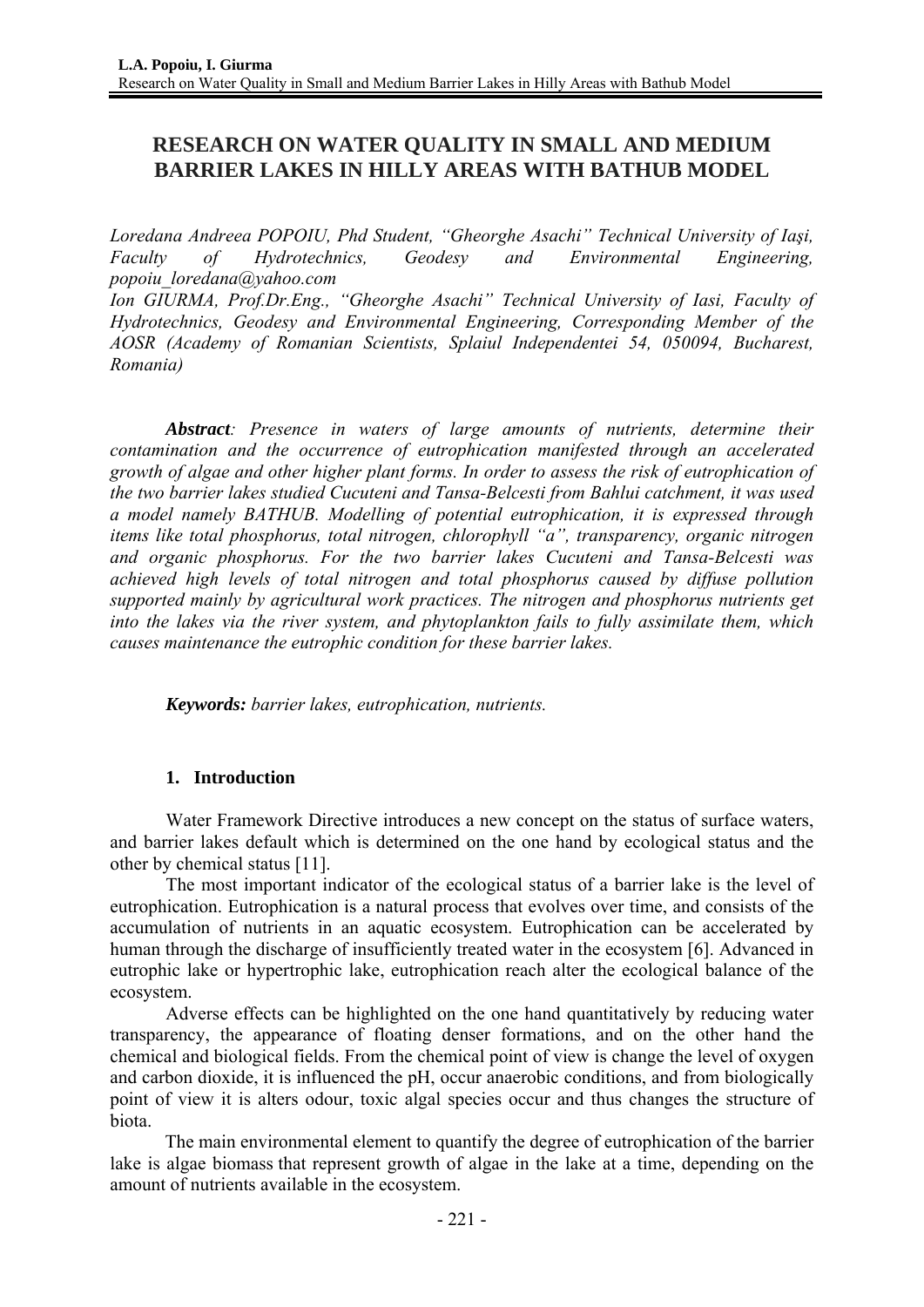# RESEARCH ON WATER QUALITY IN SMALL AND MEDIUM BARRIER LAKES IN HILLY AREAS WITH BATHUB MODEL

*Loredana Andreea POPOIU, Phd Student, "Gheorghe Asachi" Technical University of Iaşi, Faculty of Hydrotechnics, Geodesy and Environmental Engineering, popoiu_loredana@yahoo.com*

*Ion GIURMA, Prof.Dr.Eng., "Gheorghe Asachi" Technical University of Iasi, Faculty of Hydrotechnics, Geodesy and Environmental Engineering, Corresponding Member of the AOSR (Academy of Romanian Scientists, Splaiul Independentei 54, 050094, Bucharest, Romania)*

***Abstract****: Presence in waters of large amounts of nutrients, determine their contamination and the occurrence of eutrophication manifested through an accelerated growth of algae and other higher plant forms. In order to assess the risk of eutrophication of the two barrier lakes studied Cucuteni and Tansa-Belcesti from Bahlui catchment, it was used a model namely BATHUB. Modelling of potential eutrophication, it is expressed through items like total phosphorus, total nitrogen, chlorophyll "a", transparency, organic nitrogen and organic phosphorus. For the two barrier lakes Cucuteni and Tansa-Belcesti was achieved high levels of total nitrogen and total phosphorus caused by diffuse pollution supported mainly by agricultural work practices. The nitrogen and phosphorus nutrients get into the lakes via the river system, and phytoplankton fails to fully assimilate them, which causes maintenance the eutrophic condition for these barrier lakes.*

***Keywords:*** *barrier lakes, eutrophication, nutrients.*

## 1. Introduction

Water Framework Directive introduces a new concept on the status of surface waters, and barrier lakes default which is determined on the one hand by ecological status and the other by chemical status [11].

The most important indicator of the ecological status of a barrier lake is the level of eutrophication. Eutrophication is a natural process that evolves over time, and consists of the accumulation of nutrients in an aquatic ecosystem. Eutrophication can be accelerated by human through the discharge of insufficiently treated water in the ecosystem [6]. Advanced in eutrophic lake or hypertrophic lake, eutrophication reach alter the ecological balance of the ecosystem.

Adverse effects can be highlighted on the one hand quantitatively by reducing water transparency, the appearance of floating denser formations, and on the other hand the chemical and biological fields. From the chemical point of view is change the level of oxygen and carbon dioxide, it is influenced the pH, occur anaerobic conditions, and from biologically point of view it is alters odour, toxic algal species occur and thus changes the structure of biota.

The main environmental element to quantify the degree of eutrophication of the barrier lake is algae biomass that represent growth of algae in the lake at a time, depending on the amount of nutrients available in the ecosystem.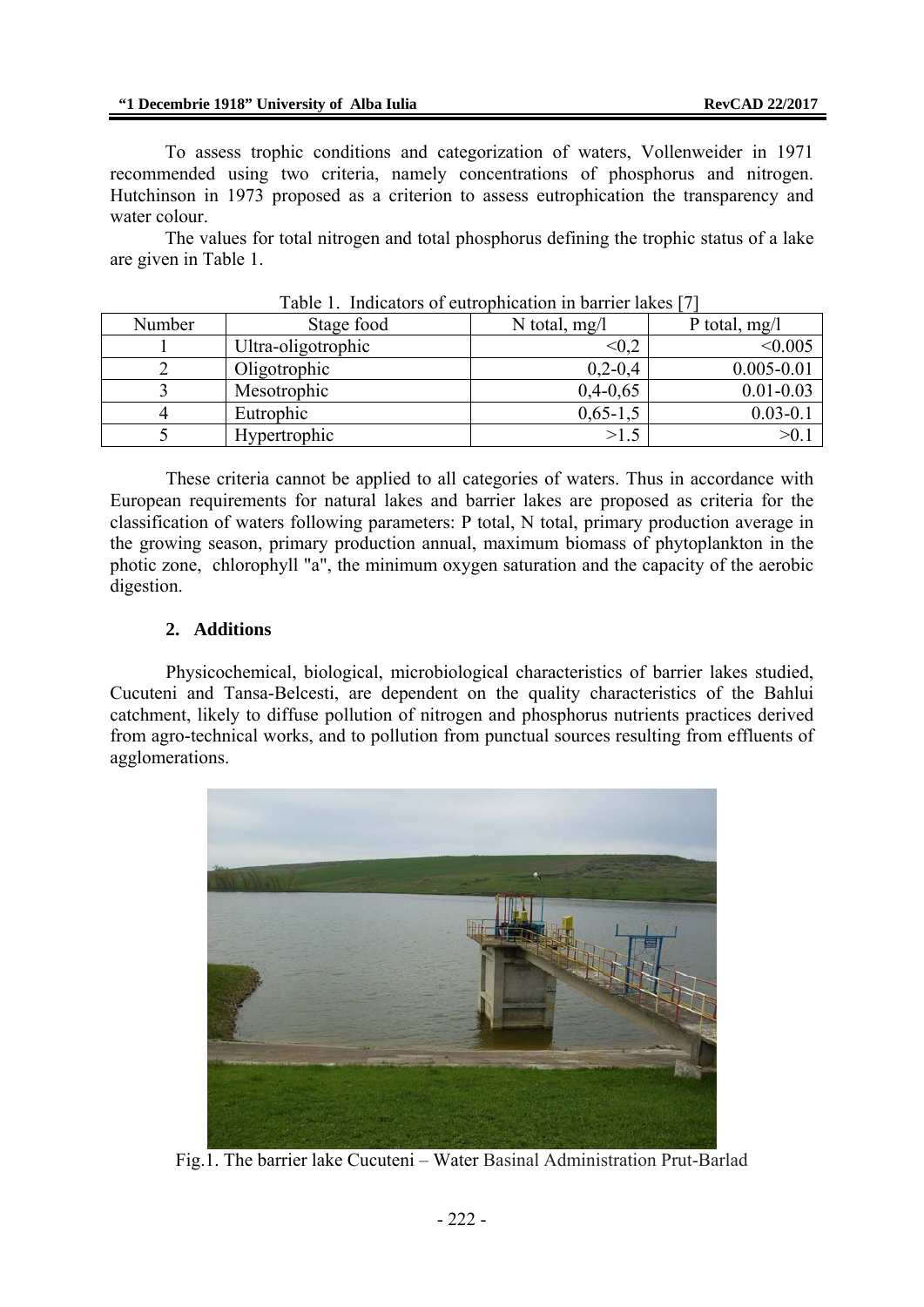To assess trophic conditions and categorization of waters, Vollenweider in 1971 recommended using two criteria, namely concentrations of phosphorus and nitrogen. Hutchinson in 1973 proposed as a criterion to assess eutrophication the transparency and water colour.

The values for total nitrogen and total phosphorus defining the trophic status of a lake are given in Table 1.

Table 1. Indicators of eutrophication in barrier lakes [7]

| Number | Stage food | N total, mg/l | P total, mg/l |
|---|---|---|---|
| 1 | Ultra-oligotrophic | <0,2 | <0.005 |
| 2 | Oligotrophic | 0,2-0,4 | 0.005-0.01 |
| 3 | Mesotrophic | 0,4-0,65 | 0.01-0.03 |
| 4 | Eutrophic | 0,65-1,5 | 0.03-0.1 |
| 5 | Hypertrophic | >1.5 | >0.1 |

These criteria cannot be applied to all categories of waters. Thus in accordance with European requirements for natural lakes and barrier lakes are proposed as criteria for the classification of waters following parameters: P total, N total, primary production average in the growing season, primary production annual, maximum biomass of phytoplankton in the photic zone, chlorophyll "a", the minimum oxygen saturation and the capacity of the aerobic digestion.

## 2. Additions

Physicochemical, biological, microbiological characteristics of barrier lakes studied, Cucuteni and Tansa-Belcesti, are dependent on the quality characteristics of the Bahlui catchment, likely to diffuse pollution of nitrogen and phosphorus nutrients practices derived from agro-technical works, and to pollution from punctual sources resulting from effluents of agglomerations.

Fig.1. The barrier lake Cucuteni – Water Basinal Administration Prut-Barlad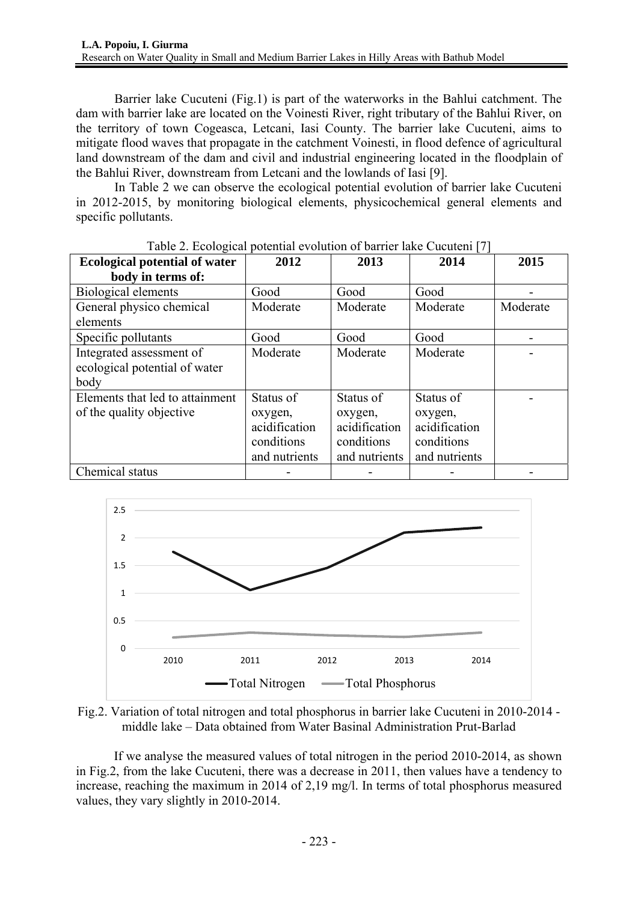Barrier lake Cucuteni (Fig.1) is part of the waterworks in the Bahlui catchment. The dam with barrier lake are located on the Voinesti River, right tributary of the Bahlui River, on the territory of town Cogeasca, Letcani, Iasi County. The barrier lake Cucuteni, aims to mitigate flood waves that propagate in the catchment Voinesti, in flood defence of agricultural land downstream of the dam and civil and industrial engineering located in the floodplain of the Bahlui River, downstream from Letcani and the lowlands of Iasi [9].

In Table 2 we can observe the ecological potential evolution of barrier lake Cucuteni in 2012-2015, by monitoring biological elements, physicochemical general elements and specific pollutants.

Table 2. Ecological potential evolution of barrier lake Cucuteni [7]

| Ecological potential of water body in terms of: | 2012 | 2013 | 2014 | 2015 |
|---|---|---|---|---|
| Biological elements | Good | Good | Good | - |
| General physico chemical elements | Moderate | Moderate | Moderate | Moderate |
| Specific pollutants | Good | Good | Good | - |
| Integrated assessment of ecological potential of water body | Moderate | Moderate | Moderate | - |
| Elements that led to attainment of the quality objective | Status of oxygen, acidification conditions and nutrients | Status of oxygen, acidification conditions and nutrients | Status of oxygen, acidification conditions and nutrients | - |
| Chemical status | - | - | - | - |

Fig.2. Variation of total nitrogen and total phosphorus in barrier lake Cucuteni in 2010-2014 - middle lake – Data obtained from Water Basinal Administration Prut-Barlad

If we analyse the measured values of total nitrogen in the period 2010-2014, as shown in Fig.2, from the lake Cucuteni, there was a decrease in 2011, then values have a tendency to increase, reaching the maximum in 2014 of 2,19 mg/l. In terms of total phosphorus measured values, they vary slightly in 2010-2014.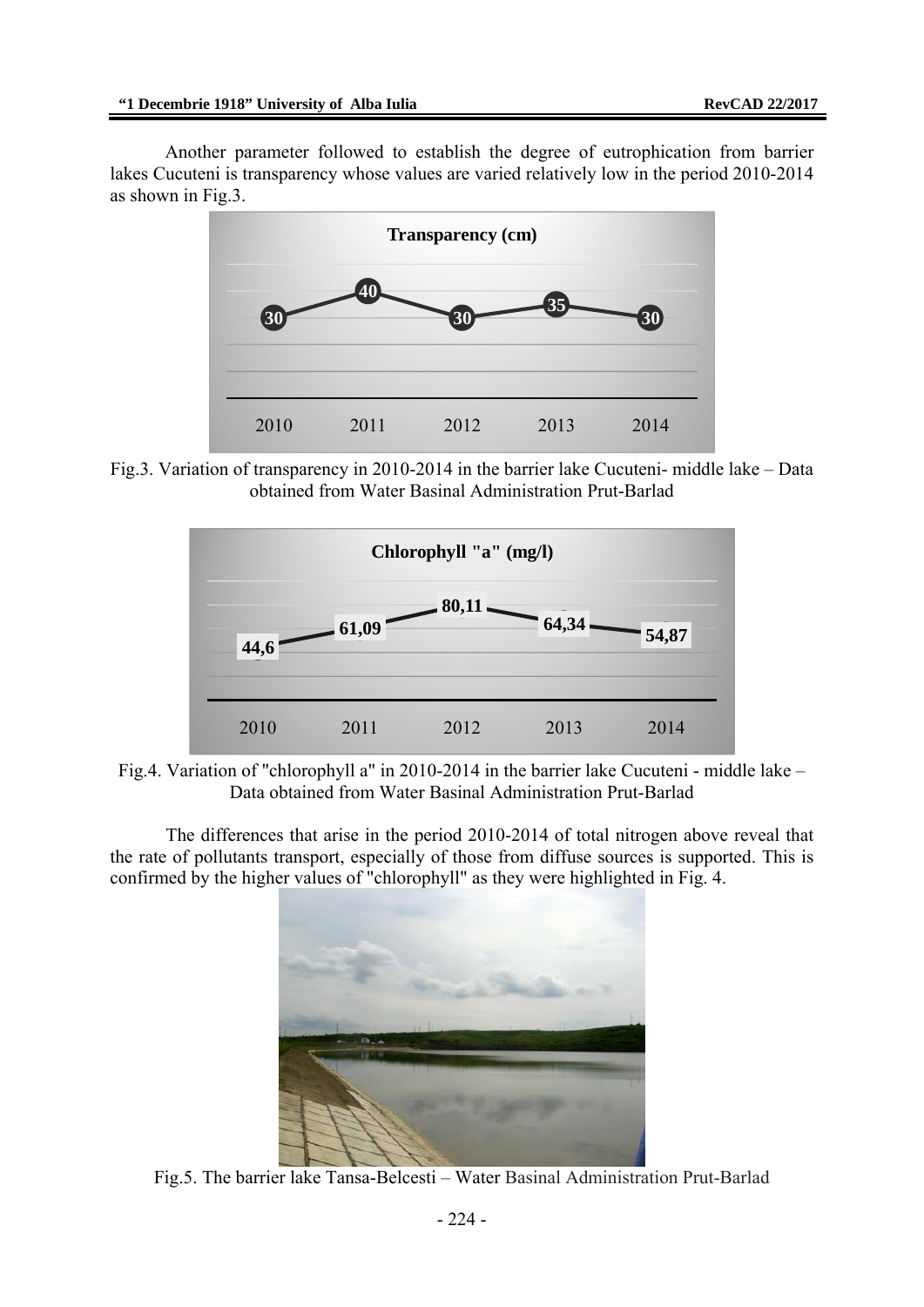Another parameter followed to establish the degree of eutrophication from barrier lakes Cucuteni is transparency whose values are varied relatively low in the period 2010-2014 as shown in Fig.3.

Fig.3. Variation of transparency in 2010-2014 in the barrier lake Cucuteni- middle lake – Data obtained from Water Basinal Administration Prut-Barlad

Fig.4. Variation of "chlorophyll a" in 2010-2014 in the barrier lake Cucuteni - middle lake – Data obtained from Water Basinal Administration Prut-Barlad

The differences that arise in the period 2010-2014 of total nitrogen above reveal that the rate of pollutants transport, especially of those from diffuse sources is supported. This is confirmed by the higher values of "chlorophyll" as they were highlighted in Fig. 4.

Fig.5. The barrier lake Tansa-Belcesti – Water Basinal Administration Prut-Barlad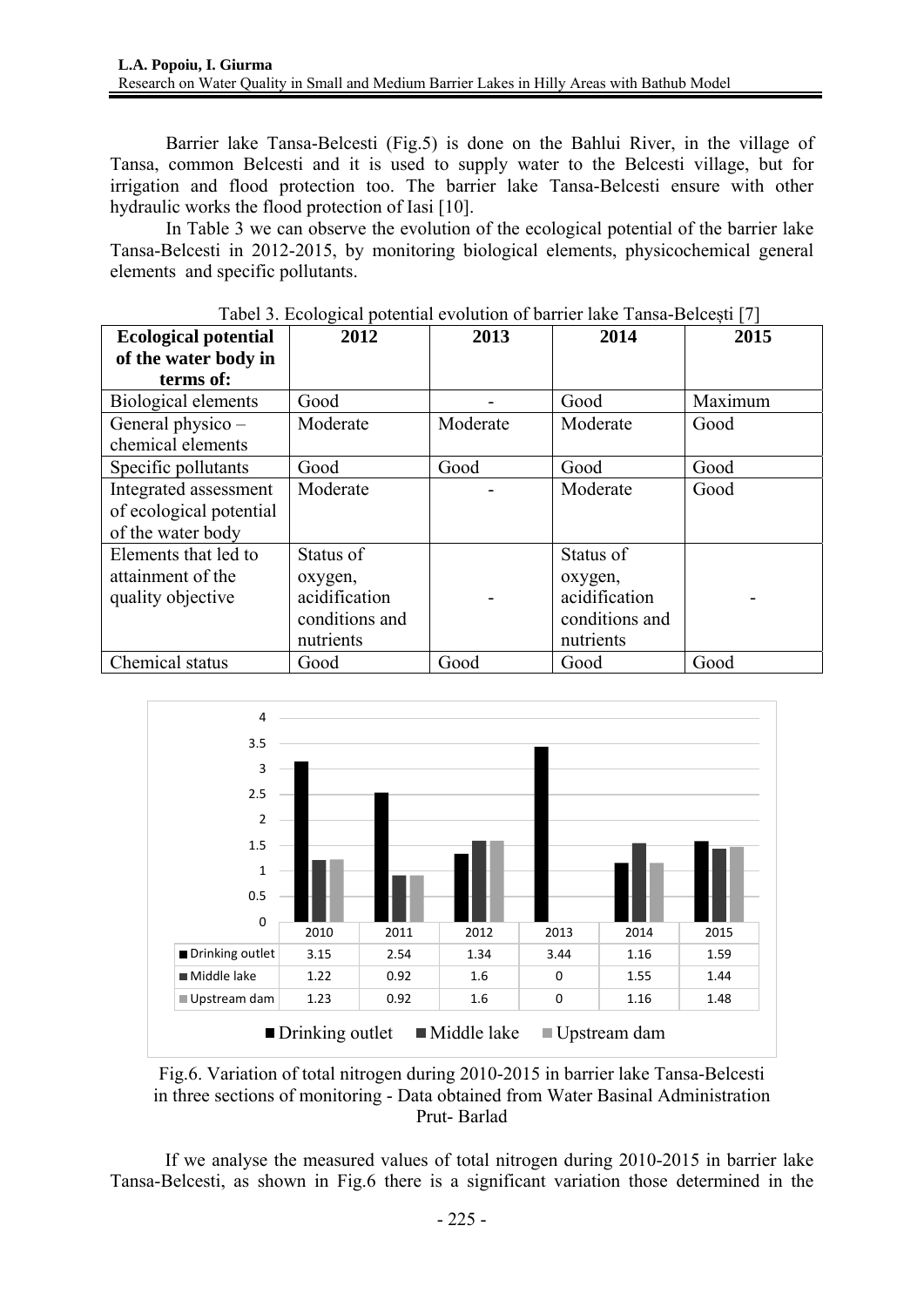Barrier lake Tansa-Belcesti (Fig.5) is done on the Bahlui River, in the village of Tansa, common Belcesti and it is used to supply water to the Belcesti village, but for irrigation and flood protection too. The barrier lake Tansa-Belcesti ensure with other hydraulic works the flood protection of Iasi [10].

In Table 3 we can observe the evolution of the ecological potential of the barrier lake Tansa-Belcesti in 2012-2015, by monitoring biological elements, physicochemical general elements and specific pollutants.

Tabel 3. Ecological potential evolution of barrier lake Tansa-Belcești [7]

| Ecological potential of the water body in terms of: | 2012 | 2013 | 2014 | 2015 |
|---|---|---|---|---|
| Biological elements | Good | - | Good | Maximum |
| General physico – chemical elements | Moderate | Moderate | Moderate | Good |
| Specific pollutants | Good | Good | Good | Good |
| Integrated assessment of ecological potential of the water body | Moderate | - | Moderate | Good |
| Elements that led to attainment of the quality objective | Status of oxygen, acidification conditions and nutrients | - | Status of oxygen, acidification conditions and nutrients | - |
| Chemical status | Good | Good | Good | Good |

| | 2010 | 2011 | 2012 | 2013 | 2014 | 2015 |
|---|---|---|---|---|---|---|
| Drinking outlet | 3.15 | 2.54 | 1.34 | 3.44 | 1.16 | 1.59 |
| Middle lake | 1.22 | 0.92 | 1.6 | 0 | 1.55 | 1.44 |
| Upstream dam | 1.23 | 0.92 | 1.6 | 0 | 1.16 | 1.48 |

Fig.6. Variation of total nitrogen during 2010-2015 in barrier lake Tansa-Belcesti in three sections of monitoring - Data obtained from Water Basinal Administration Prut- Barlad

If we analyse the measured values of total nitrogen during 2010-2015 in barrier lake Tansa-Belcesti, as shown in Fig.6 there is a significant variation those determined in the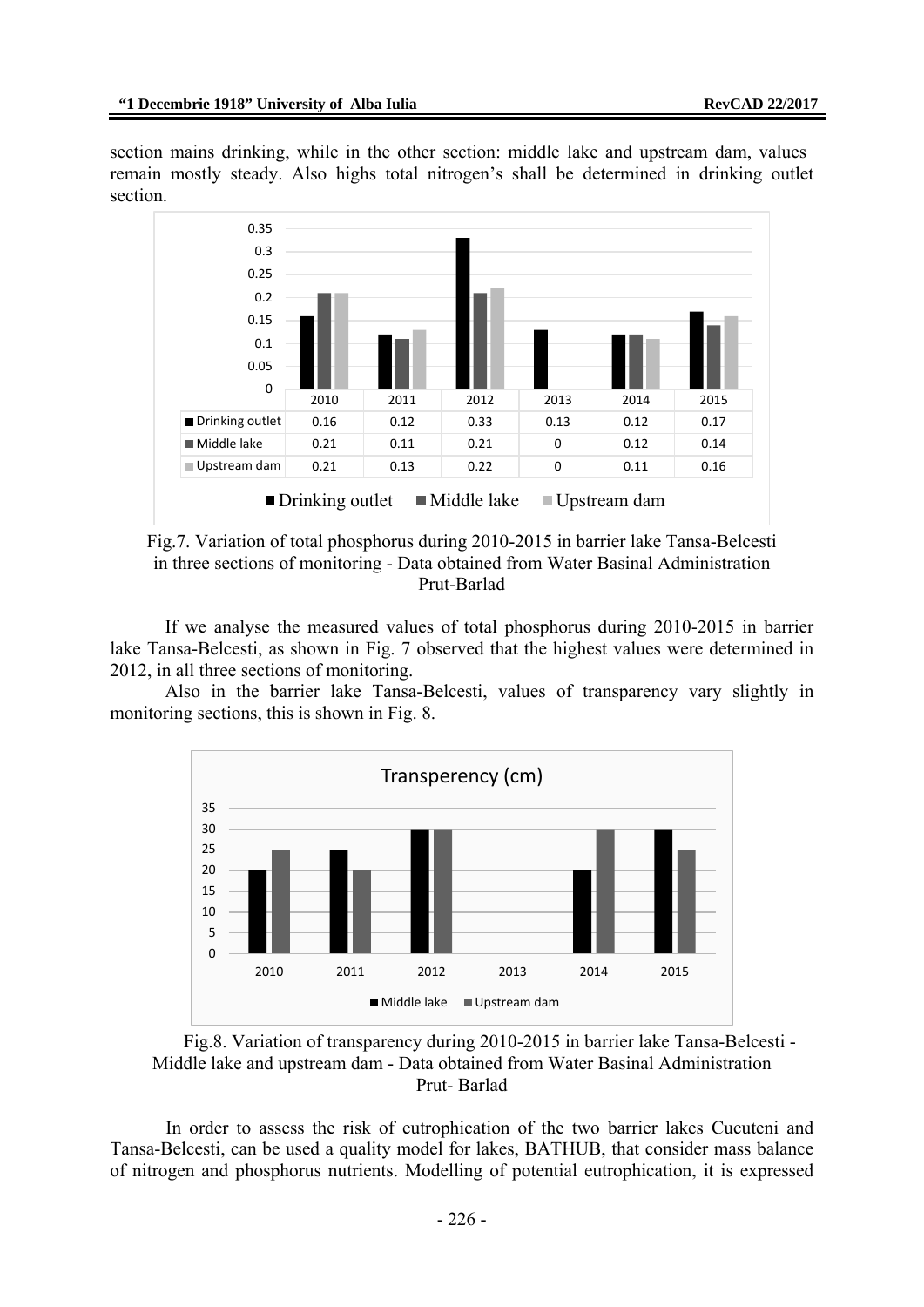section mains drinking, while in the other section: middle lake and upstream dam, values remain mostly steady. Also highs total nitrogen's shall be determined in drinking outlet section.

| | 2010 | 2011 | 2012 | 2013 | 2014 | 2015 |
|---|---|---|---|---|---|---|
| Drinking outlet | 0.16 | 0.12 | 0.33 | 0.13 | 0.12 | 0.17 |
| Middle lake | 0.21 | 0.11 | 0.21 | 0 | 0.12 | 0.14 |
| Upstream dam | 0.21 | 0.13 | 0.22 | 0 | 0.11 | 0.16 |

Fig.7. Variation of total phosphorus during 2010-2015 in barrier lake Tansa-Belcesti in three sections of monitoring - Data obtained from Water Basinal Administration Prut-Barlad

If we analyse the measured values of total phosphorus during 2010-2015 in barrier lake Tansa-Belcesti, as shown in Fig. 7 observed that the highest values were determined in 2012, in all three sections of monitoring.

Also in the barrier lake Tansa-Belcesti, values of transparency vary slightly in monitoring sections, this is shown in Fig. 8.

Fig.8. Variation of transparency during 2010-2015 in barrier lake Tansa-Belcesti - Middle lake and upstream dam - Data obtained from Water Basinal Administration Prut- Barlad

In order to assess the risk of eutrophication of the two barrier lakes Cucuteni and Tansa-Belcesti, can be used a quality model for lakes, BATHUB, that consider mass balance of nitrogen and phosphorus nutrients. Modelling of potential eutrophication, it is expressed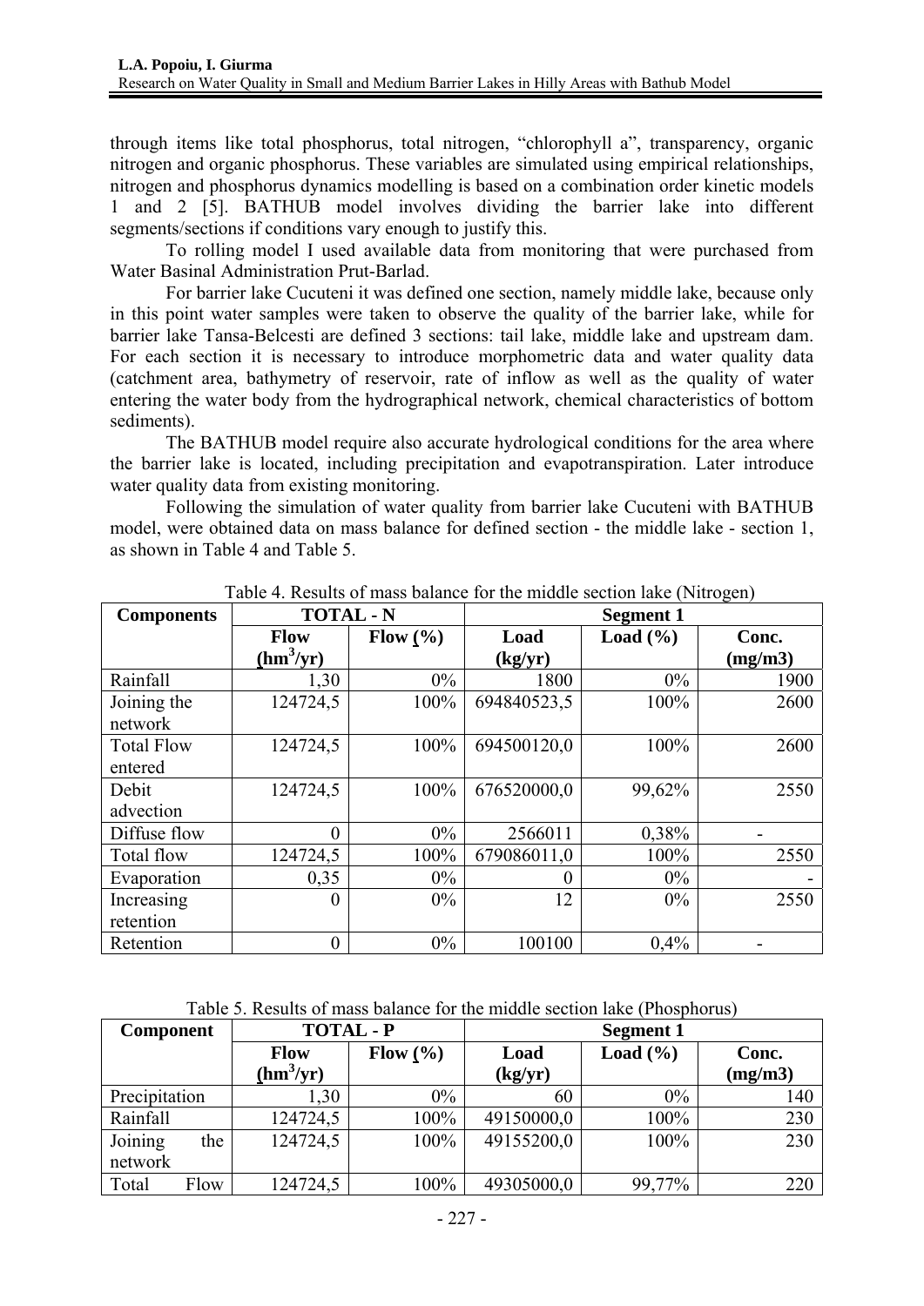through items like total phosphorus, total nitrogen, "chlorophyll a", transparency, organic nitrogen and organic phosphorus. These variables are simulated using empirical relationships, nitrogen and phosphorus dynamics modelling is based on a combination order kinetic models 1 and 2 [5]. BATHUB model involves dividing the barrier lake into different segments/sections if conditions vary enough to justify this.

To rolling model I used available data from monitoring that were purchased from Water Basinal Administration Prut-Barlad.

For barrier lake Cucuteni it was defined one section, namely middle lake, because only in this point water samples were taken to observe the quality of the barrier lake, while for barrier lake Tansa-Belcesti are defined 3 sections: tail lake, middle lake and upstream dam. For each section it is necessary to introduce morphometric data and water quality data (catchment area, bathymetry of reservoir, rate of inflow as well as the quality of water entering the water body from the hydrographical network, chemical characteristics of bottom sediments).

The BATHUB model require also accurate hydrological conditions for the area where the barrier lake is located, including precipitation and evapotranspiration. Later introduce water quality data from existing monitoring.

Following the simulation of water quality from barrier lake Cucuteni with BATHUB model, were obtained data on mass balance for defined section - the middle lake - section 1, as shown in Table 4 and Table 5.

Table 4. Results of mass balance for the middle section lake (Nitrogen)

| Components | TOTAL - N | | Segment 1 | | |
|---|---|---|---|---|---|
| | Flow ($hm^3/yr$) | Flow (%) | Load (kg/yr) | Load (%) | Conc. (mg/m3) |
| Rainfall | 1,30 | 0% | 1800 | 0% | 1900 |
| Joining the network | 124724,5 | 100% | 694840523,5 | 100% | 2600 |
| Total Flow entered | 124724,5 | 100% | 694500120,0 | 100% | 2600 |
| Debit advection | 124724,5 | 100% | 676520000,0 | 99,62% | 2550 |
| Diffuse flow | 0 | 0% | 2566011 | 0,38% | - |
| Total flow | 124724,5 | 100% | 679086011,0 | 100% | 2550 |
| Evaporation | 0,35 | 0% | 0 | 0% | - |
| Increasing retention | 0 | 0% | 12 | 0% | 2550 |
| Retention | 0 | 0% | 100100 | 0,4% | - |

Table 5. Results of mass balance for the middle section lake (Phosphorus)

| Component | TOTAL - P | | Segment 1 | | |
|---|---|---|---|---|---|
| | Flow ($hm^3/yr$) | Flow (%) | Load (kg/yr) | Load (%) | Conc. (mg/m3) |
| Precipitation | 1,30 | 0% | 60 | 0% | 140 |
| Rainfall | 124724,5 | 100% | 49150000,0 | 100% | 230 |
| Joining the network | 124724,5 | 100% | 49155200,0 | 100% | 230 |
| Total Flow | 124724,5 | 100% | 49305000,0 | 99,77% | 220 |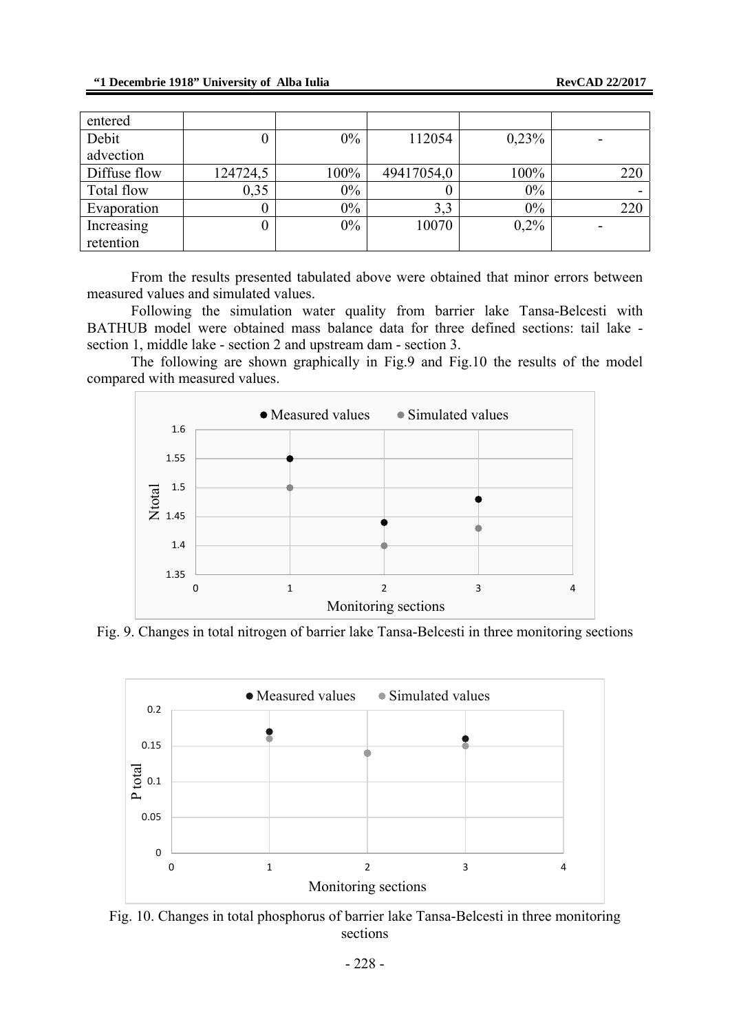| entered | | | | | |
|---|---|---|---|---|---|
| Debit advection | 0 | 0% | 112054 | 0,23% | - |
| Diffuse flow | 124724,5 | 100% | 49417054,0 | 100% | 220 |
| Total flow | 0,35 | 0% | 0 | 0% | - |
| Evaporation | 0 | 0% | 3,3 | 0% | 220 |
| Increasing retention | 0 | 0% | 10070 | 0,2% | - |

From the results presented tabulated above were obtained that minor errors between measured values and simulated values.

Following the simulation water quality from barrier lake Tansa-Belcesti with BATHUB model were obtained mass balance data for three defined sections: tail lake - section 1, middle lake - section 2 and upstream dam - section 3.

The following are shown graphically in Fig.9 and Fig.10 the results of the model compared with measured values.

Fig. 9. Changes in total nitrogen of barrier lake Tansa-Belcesti in three monitoring sections

Fig. 10. Changes in total phosphorus of barrier lake Tansa-Belcesti in three monitoring sections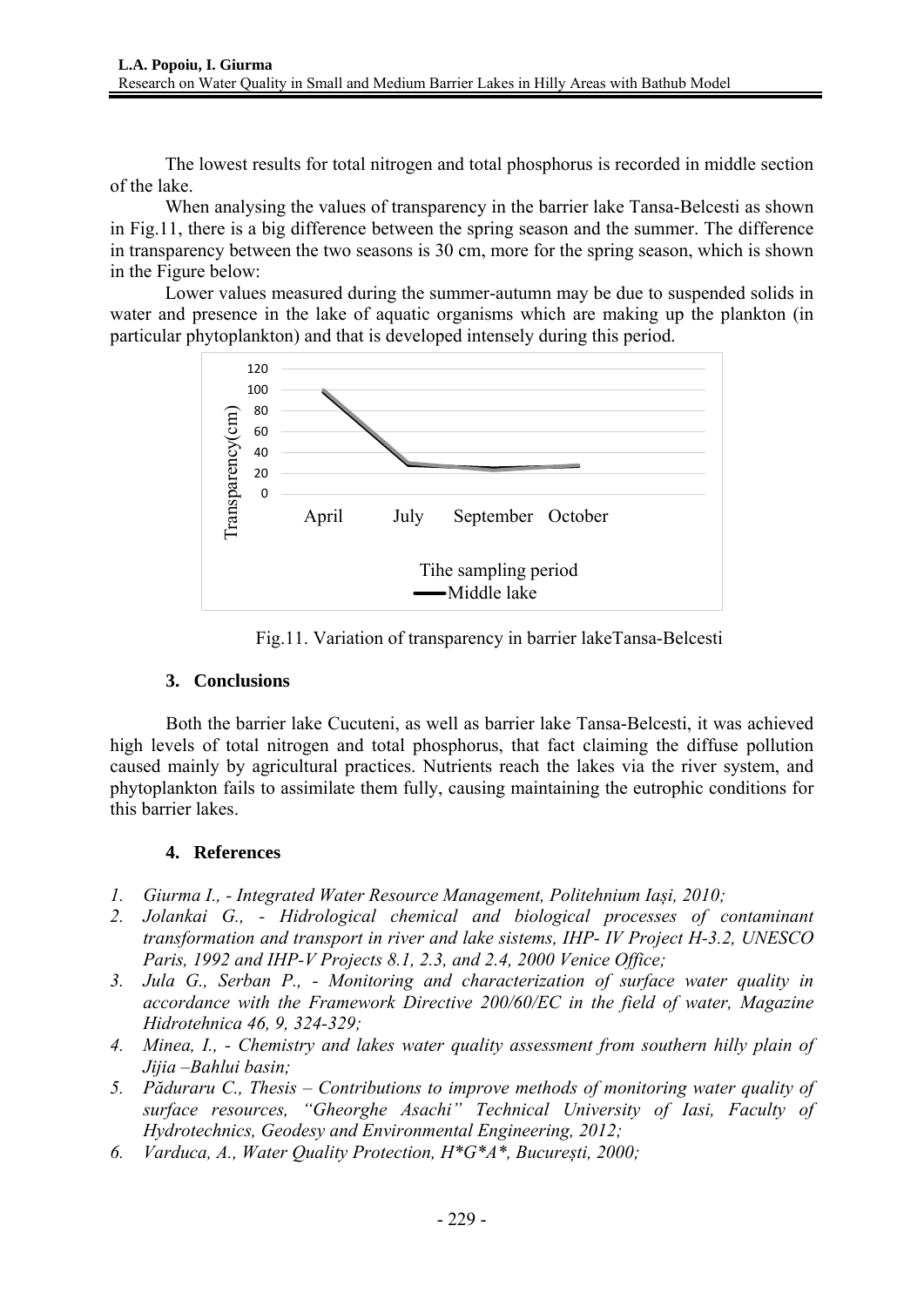The lowest results for total nitrogen and total phosphorus is recorded in middle section of the lake.

When analysing the values of transparency in the barrier lake Tansa-Belcesti as shown in Fig.11, there is a big difference between the spring season and the summer. The difference in transparency between the two seasons is 30 cm, more for the spring season, which is shown in the Figure below:

Lower values measured during the summer-autumn may be due to suspended solids in water and presence in the lake of aquatic organisms which are making up the plankton (in particular phytoplankton) and that is developed intensely during this period.

Fig.11. Variation of transparency in barrier lakeTansa-Belcesti

## 3. Conclusions

Both the barrier lake Cucuteni, as well as barrier lake Tansa-Belcesti, it was achieved high levels of total nitrogen and total phosphorus, that fact claiming the diffuse pollution caused mainly by agricultural practices. Nutrients reach the lakes via the river system, and phytoplankton fails to assimilate them fully, causing maintaining the eutrophic conditions for this barrier lakes.

## 4. References

1. *Giurma I., - Integrated Water Resource Management, Politehnium Iași, 2010;*
2. *Jolankai G., - Hidrological chemical and biological processes of contaminant transformation and transport in river and lake sistems, IHP- IV Project H-3.2, UNESCO Paris, 1992 and IHP-V Projects 8.1, 2.3, and 2.4, 2000 Venice Office;*
3. *Jula G., Serban P., - Monitoring and characterization of surface water quality in accordance with the Framework Directive 200/60/EC in the field of water, Magazine Hidrotehnica 46, 9, 324-329;*
4. *Minea, I., - Chemistry and lakes water quality assessment from southern hilly plain of Jijia –Bahlui basin;*
5. *Păduraru C., Thesis – Contributions to improve methods of monitoring water quality of surface resources, "Gheorghe Asachi" Technical University of Iasi, Faculty of Hydrotechnics, Geodesy and Environmental Engineering, 2012;*
6. *Varduca, A., Water Quality Protection, H\*G\*A\*, București, 2000;*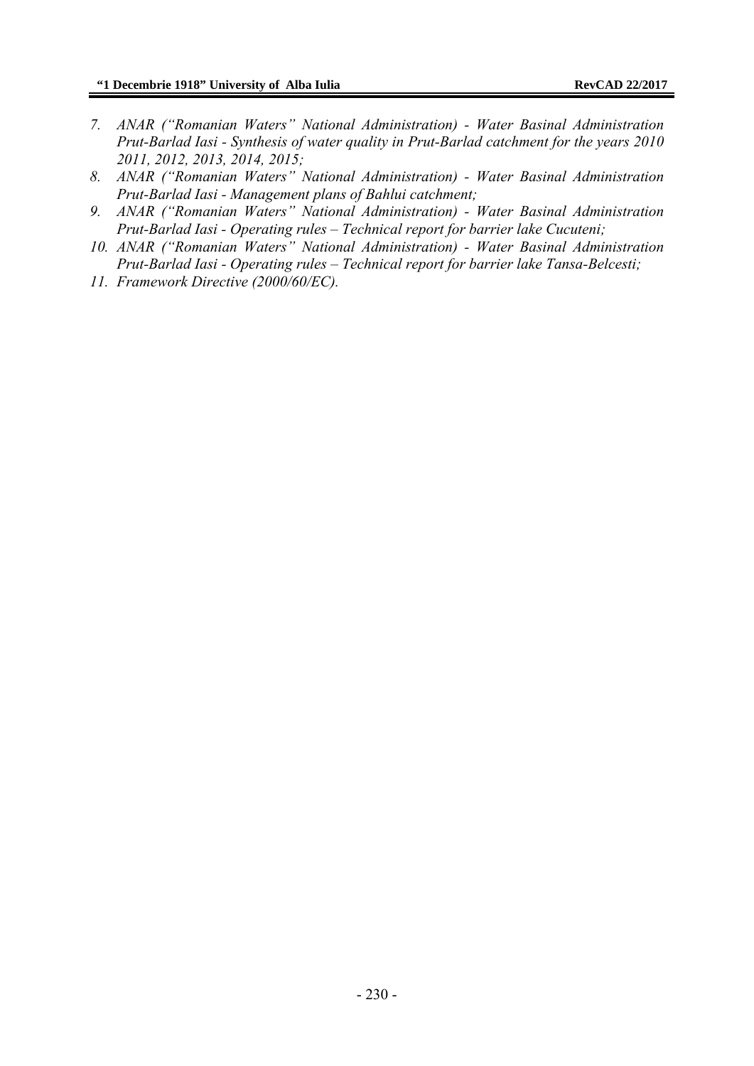7. *ANAR ("Romanian Waters" National Administration) - Water Basinal Administration Prut-Barlad Iasi - Synthesis of water quality in Prut-Barlad catchment for the years 2010 2011, 2012, 2013, 2014, 2015;*
8. *ANAR ("Romanian Waters" National Administration) - Water Basinal Administration Prut-Barlad Iasi - Management plans of Bahlui catchment;*
9. *ANAR ("Romanian Waters" National Administration) - Water Basinal Administration Prut-Barlad Iasi - Operating rules – Technical report for barrier lake Cucuteni;*
10. *ANAR ("Romanian Waters" National Administration) - Water Basinal Administration Prut-Barlad Iasi - Operating rules – Technical report for barrier lake Tansa-Belcesti;*
11. *Framework Directive (2000/60/EC).*